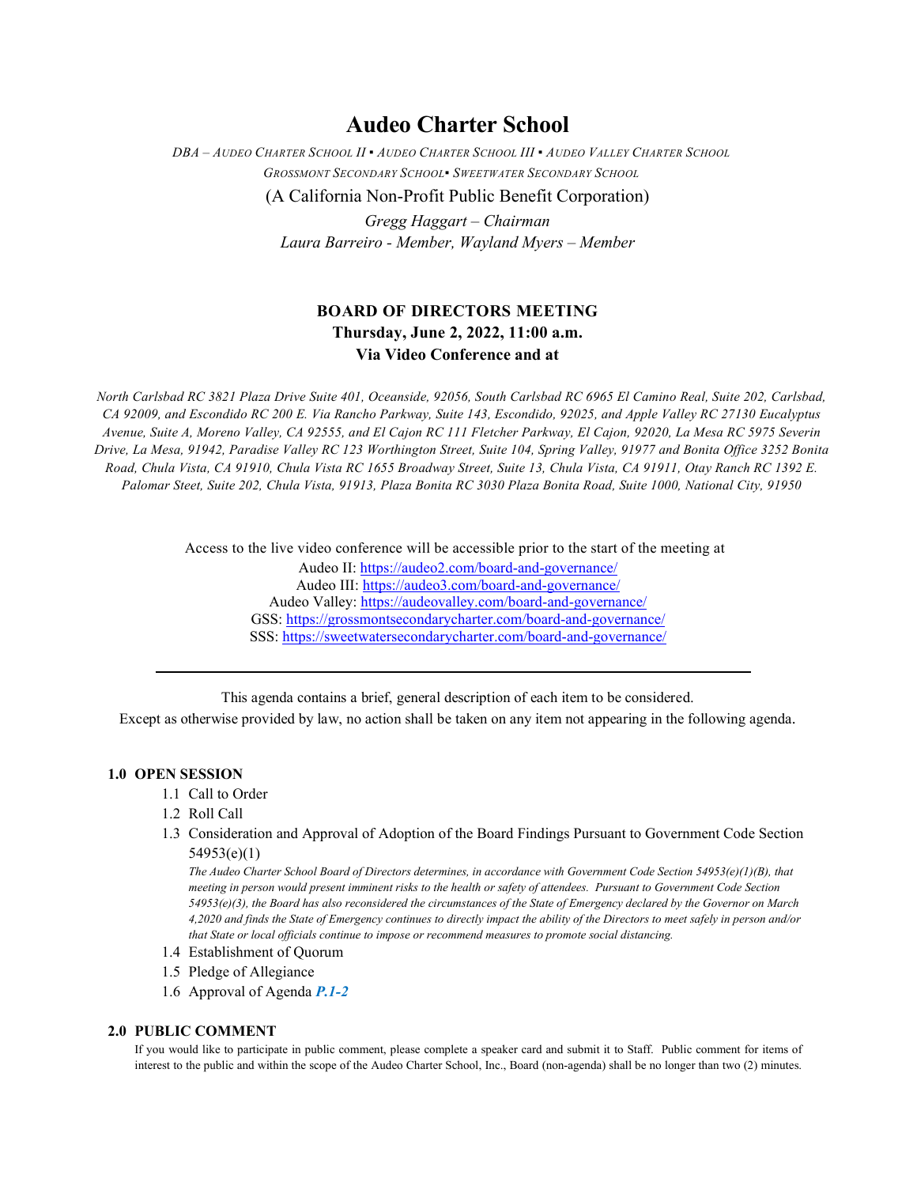# Audeo Charter School

*DBA – AUDEO CHARTER SCHOOL II ▪ AUDEO CHARTER SCHOOL III ▪ AUDEO VALLEY CHARTER SCHOOL GROSSMONT SECONDARY SCHOOL▪ SWEETWATER SECONDARY SCHOOL*

(A California Non-Profit Public Benefit Corporation)

*Gregg Haggart – Chairman*
*Laura Barreiro - Member, Wayland Myers – Member*

**BOARD OF DIRECTORS MEETING**
**Thursday, June 2, 2022, 11:00 a.m.**
**Via Video Conference and at**

*North Carlsbad RC 3821 Plaza Drive Suite 401, Oceanside, 92056, South Carlsbad RC 6965 El Camino Real, Suite 202, Carlsbad, CA 92009, and Escondido RC 200 E. Via Rancho Parkway, Suite 143, Escondido, 92025, and Apple Valley RC 27130 Eucalyptus Avenue, Suite A, Moreno Valley, CA 92555, and El Cajon RC 111 Fletcher Parkway, El Cajon, 92020, La Mesa RC 5975 Severin Drive, La Mesa, 91942, Paradise Valley RC 123 Worthington Street, Suite 104, Spring Valley, 91977 and Bonita Office 3252 Bonita Road, Chula Vista, CA 91910, Chula Vista RC 1655 Broadway Street, Suite 13, Chula Vista, CA 91911, Otay Ranch RC 1392 E. Palomar Steet, Suite 202, Chula Vista, 91913, Plaza Bonita RC 3030 Plaza Bonita Road, Suite 1000, National City, 91950*

Access to the live video conference will be accessible prior to the start of the meeting at
Audeo II: https://audeo2.com/board-and-governance/
Audeo III: https://audeo3.com/board-and-governance/
Audeo Valley: https://audeovalley.com/board-and-governance/
GSS: https://grossmontsecondarycharter.com/board-and-governance/
SSS: https://sweetwatersecondarycharter.com/board-and-governance/

---

This agenda contains a brief, general description of each item to be considered.
Except as otherwise provided by law, no action shall be taken on any item not appearing in the following agenda.

## 1.0 OPEN SESSION

1.1 Call to Order
1.2 Roll Call
1.3 Consideration and Approval of Adoption of the Board Findings Pursuant to Government Code Section 54953(e)(1)

*The Audeo Charter School Board of Directors determines, in accordance with Government Code Section 54953(e)(1)(B), that meeting in person would present imminent risks to the health or safety of attendees. Pursuant to Government Code Section 54953(e)(3), the Board has also reconsidered the circumstances of the State of Emergency declared by the Governor on March 4,2020 and finds the State of Emergency continues to directly impact the ability of the Directors to meet safely in person and/or that State or local officials continue to impose or recommend measures to promote social distancing.*

1.4 Establishment of Quorum
1.5 Pledge of Allegiance
1.6 Approval of Agenda ***P.1-2***

## 2.0 PUBLIC COMMENT

If you would like to participate in public comment, please complete a speaker card and submit it to Staff. Public comment for items of interest to the public and within the scope of the Audeo Charter School, Inc., Board (non-agenda) shall be no longer than two (2) minutes.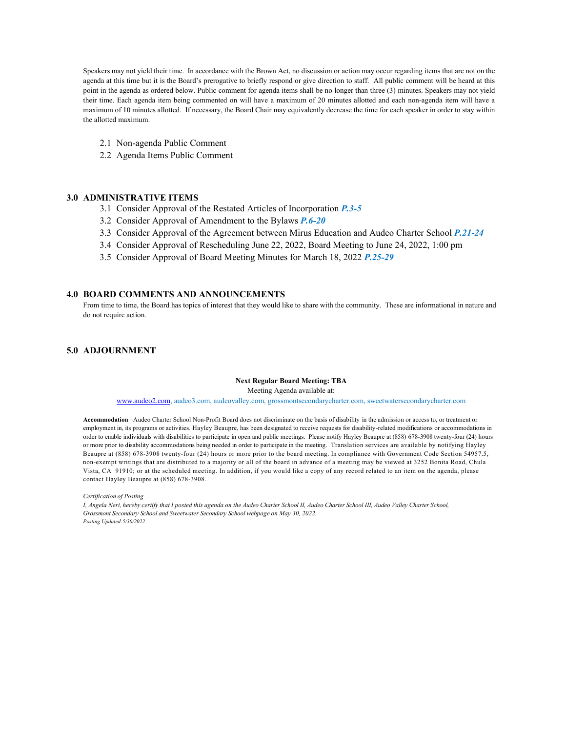Speakers may not yield their time. In accordance with the Brown Act, no discussion or action may occur regarding items that are not on the agenda at this time but it is the Board's prerogative to briefly respond or give direction to staff. All public comment will be heard at this point in the agenda as ordered below. Public comment for agenda items shall be no longer than three (3) minutes. Speakers may not yield their time. Each agenda item being commented on will have a maximum of 20 minutes allotted and each non-agenda item will have a maximum of 10 minutes allotted. If necessary, the Board Chair may equivalently decrease the time for each speaker in order to stay within the allotted maximum.

2.1 Non-agenda Public Comment
2.2 Agenda Items Public Comment

## 3.0 ADMINISTRATIVE ITEMS

3.1 Consider Approval of the Restated Articles of Incorporation ***P.3-5***
3.2 Consider Approval of Amendment to the Bylaws ***P.6-20***
3.3 Consider Approval of the Agreement between Mirus Education and Audeo Charter School ***P.21-24***
3.4 Consider Approval of Rescheduling June 22, 2022, Board Meeting to June 24, 2022, 1:00 pm
3.5 Consider Approval of Board Meeting Minutes for March 18, 2022 ***P.25-29***

## 4.0 BOARD COMMENTS AND ANNOUNCEMENTS

From time to time, the Board has topics of interest that they would like to share with the community. These are informational in nature and do not require action.

## 5.0 ADJOURNMENT

**Next Regular Board Meeting: TBA**

Meeting Agenda available at:

www.audeo2.com, audeo3.com, audeovalley.com, grossmontsecondarycharter.com, sweetwatersecondarycharter.com

**Accommodation** –Audeo Charter School Non-Profit Board does not discriminate on the basis of disability in the admission or access to, or treatment or employment in, its programs or activities. Hayley Beaupre, has been designated to receive requests for disability-related modifications or accommodations in order to enable individuals with disabilities to participate in open and public meetings. Please notify Hayley Beaupre at (858) 678-3908 twenty-four (24) hours or more prior to disability accommodations being needed in order to participate in the meeting. Translation services are available by notifying Hayley Beaupre at (858) 678-3908 twenty-four (24) hours or more prior to the board meeting. In compliance with Government Code Section 54957.5, non-exempt writings that are distributed to a majority or all of the board in advance of a meeting may be viewed at 3252 Bonita Road, Chula Vista, CA 91910; or at the scheduled meeting. In addition, if you would like a copy of any record related to an item on the agenda, please contact Hayley Beaupre at (858) 678-3908.

*Certification of Posting*

*I, Angela Neri, hereby certify that I posted this agenda on the Audeo Charter School II, Audeo Charter School III, Audeo Valley Charter School, Grossmont Secondary School and Sweetwater Secondary School webpage on May 30, 2022.*

*Posting Updated:5/30/2022*